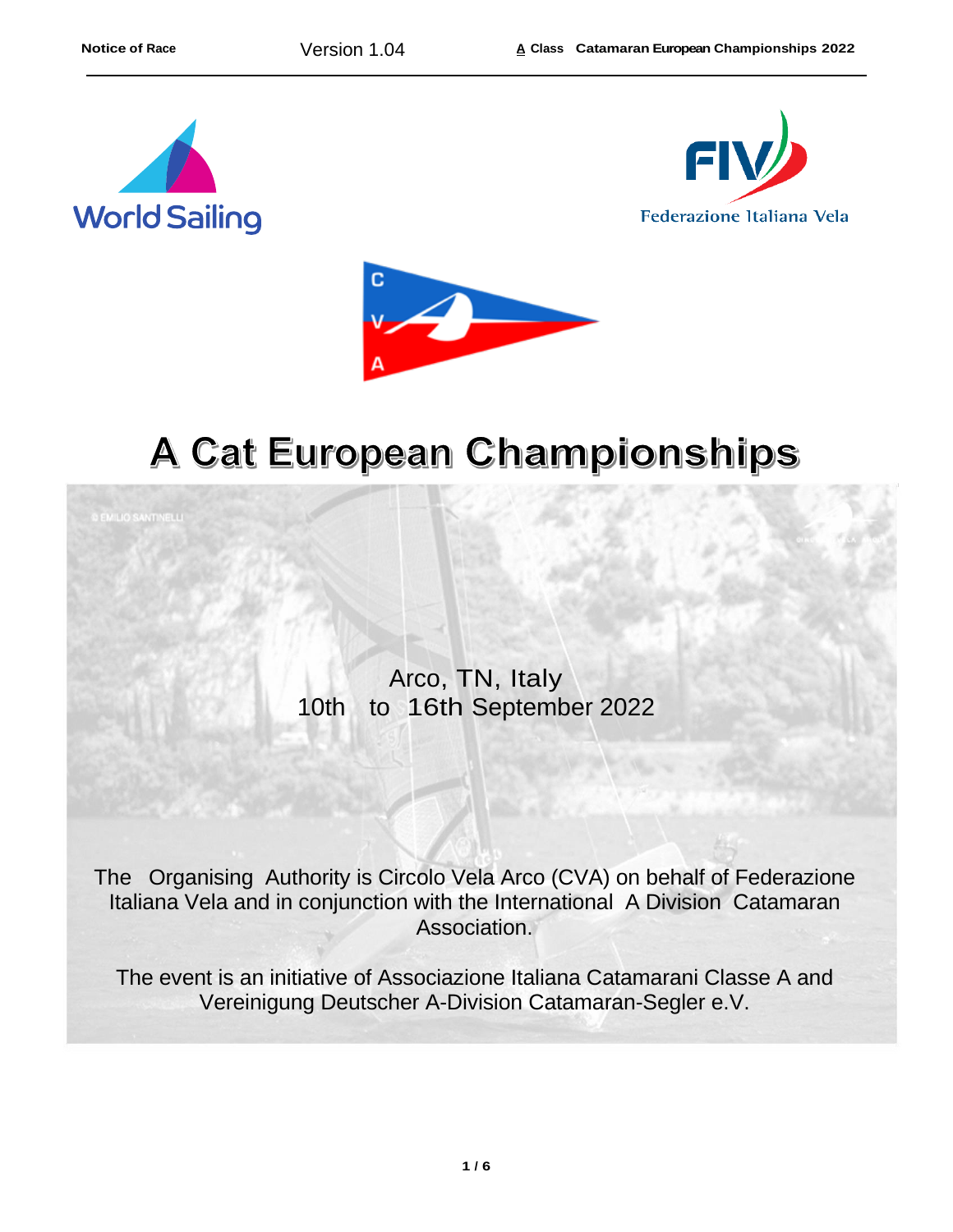# A Cat European Championships

Arco, TN, Italy
10th to 16th September 2022

The Organising Authority is Circolo Vela Arco (CVA) on behalf of Federazione Italiana Vela and in conjunction with the International A Division Catamaran Association.

The event is an initiative of Associazione Italiana Catamarani Classe A and Vereinigung Deutscher A-Division Catamaran-Segler e.V.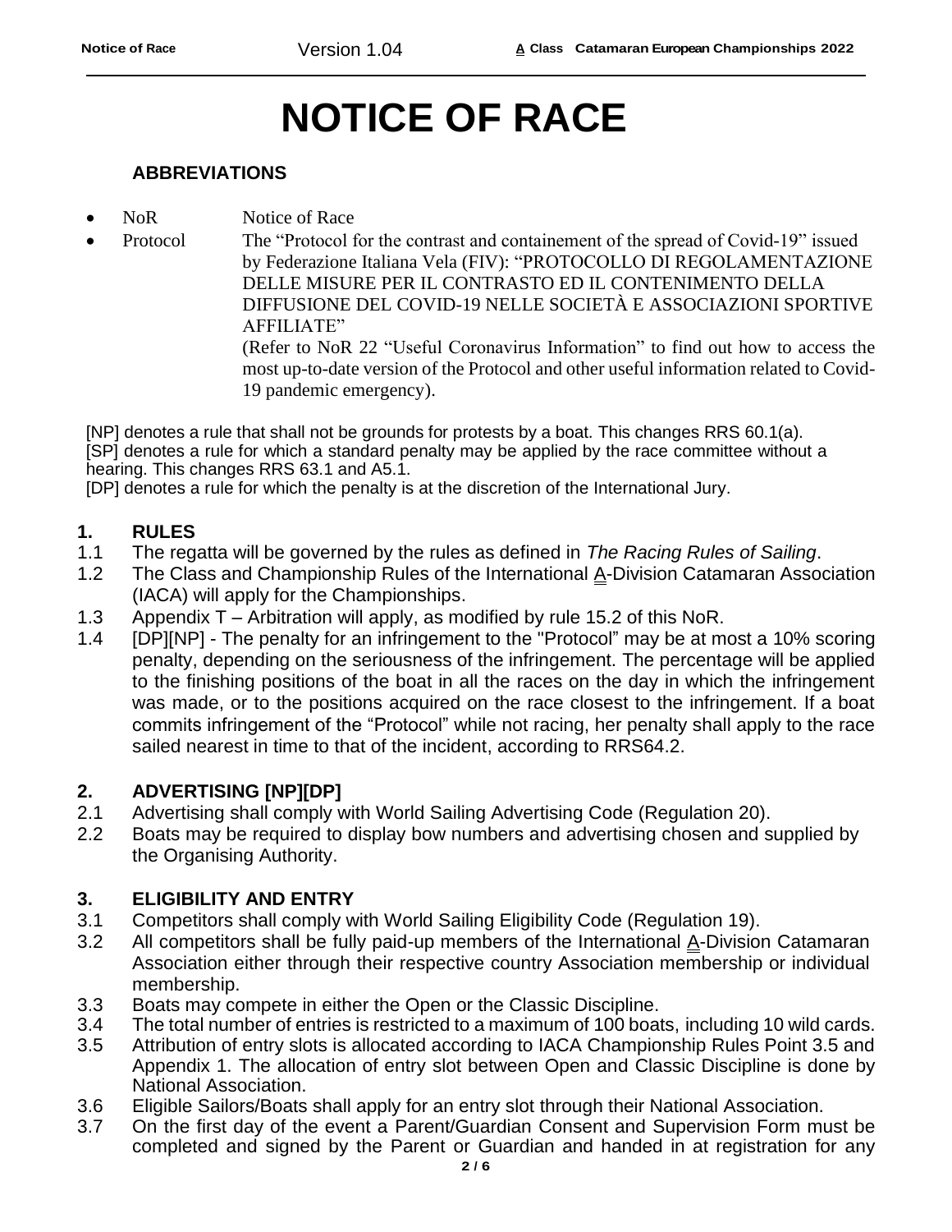# NOTICE OF RACE

## ABBREVIATIONS

- NoR Notice of Race
- Protocol The "Protocol for the contrast and containement of the spread of Covid-19" issued by Federazione Italiana Vela (FIV): "PROTOCOLLO DI REGOLAMENTAZIONE DELLE MISURE PER IL CONTRASTO ED IL CONTENIMENTO DELLA DIFFUSIONE DEL COVID-19 NELLE SOCIETÀ E ASSOCIAZIONI SPORTIVE AFFILIATE"
  (Refer to NoR 22 "Useful Coronavirus Information" to find out how to access the most up-to-date version of the Protocol and other useful information related to Covid-19 pandemic emergency).

[NP] denotes a rule that shall not be grounds for protests by a boat. This changes RRS 60.1(a).
[SP] denotes a rule for which a standard penalty may be applied by the race committee without a hearing. This changes RRS 63.1 and A5.1.
[DP] denotes a rule for which the penalty is at the discretion of the International Jury.

## 1. RULES

1.1 The regatta will be governed by the rules as defined in *The Racing Rules of Sailing*.
1.2 The Class and Championship Rules of the International A-Division Catamaran Association (IACA) will apply for the Championships.
1.3 Appendix T – Arbitration will apply, as modified by rule 15.2 of this NoR.
1.4 [DP][NP] - The penalty for an infringement to the "Protocol" may be at most a 10% scoring penalty, depending on the seriousness of the infringement. The percentage will be applied to the finishing positions of the boat in all the races on the day in which the infringement was made, or to the positions acquired on the race closest to the infringement. If a boat commits infringement of the "Protocol" while not racing, her penalty shall apply to the race sailed nearest in time to that of the incident, according to RRS64.2.

## 2. ADVERTISING [NP][DP]

2.1 Advertising shall comply with World Sailing Advertising Code (Regulation 20).
2.2 Boats may be required to display bow numbers and advertising chosen and supplied by the Organising Authority.

## 3. ELIGIBILITY AND ENTRY

3.1 Competitors shall comply with World Sailing Eligibility Code (Regulation 19).
3.2 All competitors shall be fully paid-up members of the International A-Division Catamaran Association either through their respective country Association membership or individual membership.
3.3 Boats may compete in either the Open or the Classic Discipline.
3.4 The total number of entries is restricted to a maximum of 100 boats, including 10 wild cards.
3.5 Attribution of entry slots is allocated according to IACA Championship Rules Point 3.5 and Appendix 1. The allocation of entry slot between Open and Classic Discipline is done by National Association.
3.6 Eligible Sailors/Boats shall apply for an entry slot through their National Association.
3.7 On the first day of the event a Parent/Guardian Consent and Supervision Form must be completed and signed by the Parent or Guardian and handed in at registration for any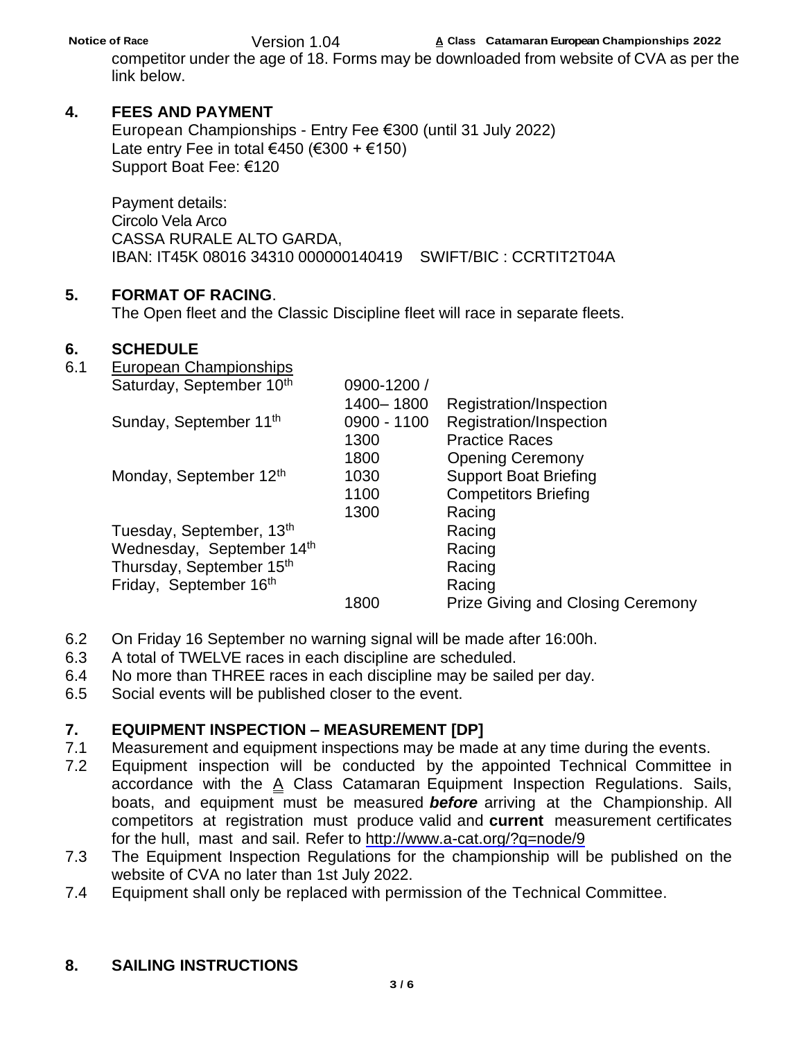competitor under the age of 18. Forms may be downloaded from website of CVA as per the link below.

## 4. FEES AND PAYMENT

European Championships - Entry Fee €300 (until 31 July 2022)
Late entry Fee in total €450 (€300 + €150)
Support Boat Fee: €120

Payment details:
Circolo Vela Arco
CASSA RURALE ALTO GARDA,
IBAN: IT45K 08016 34310 000000140419 SWIFT/BIC : CCRTIT2T04A

## 5. FORMAT OF RACING.

The Open fleet and the Classic Discipline fleet will race in separate fleets.

## 6. SCHEDULE

6.1 European Championships

| Day | Time | Event |
|---|---|---|
| Saturday, September 10th | 0900-1200 / 1400– 1800 | Registration/Inspection |
| Sunday, September 11th | 0900 - 1100 | Registration/Inspection |
| | 1300 | Practice Races |
| | 1800 | Opening Ceremony |
| Monday, September 12th | 1030 | Support Boat Briefing |
| | 1100 | Competitors Briefing |
| | 1300 | Racing |
| Tuesday, September, 13th | | Racing |
| Wednesday, September 14th | | Racing |
| Thursday, September 15th | | Racing |
| Friday, September 16th | | Racing |
| | 1800 | Prize Giving and Closing Ceremony |

6.2 On Friday 16 September no warning signal will be made after 16:00h.
6.3 A total of TWELVE races in each discipline are scheduled.
6.4 No more than THREE races in each discipline may be sailed per day.
6.5 Social events will be published closer to the event.

## 7. EQUIPMENT INSPECTION – MEASUREMENT [DP]

7.1 Measurement and equipment inspections may be made at any time during the events.
7.2 Equipment inspection will be conducted by the appointed Technical Committee in accordance with the A Class Catamaran Equipment Inspection Regulations. Sails, boats, and equipment must be measured ***before*** arriving at the Championship. All competitors at registration must produce valid and **current** measurement certificates for the hull, mast and sail. Refer to http://www.a-cat.org/?q=node/9
7.3 The Equipment Inspection Regulations for the championship will be published on the website of CVA no later than 1st July 2022.
7.4 Equipment shall only be replaced with permission of the Technical Committee.

## 8. SAILING INSTRUCTIONS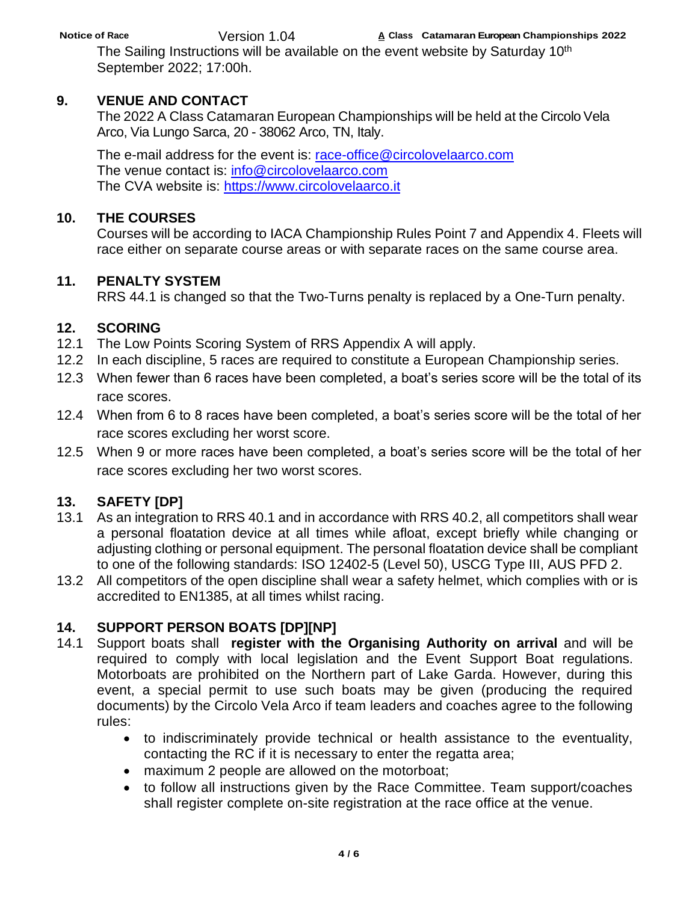The Sailing Instructions will be available on the event website by Saturday 10th September 2022; 17:00h.

## 9. VENUE AND CONTACT

The 2022 A Class Catamaran European Championships will be held at the Circolo Vela Arco, Via Lungo Sarca, 20 - 38062 Arco, TN, Italy.

The e-mail address for the event is: race-office@circolovelaarco.com
The venue contact is: info@circolovelaarco.com
The CVA website is: https://www.circolovelaarco.it

## 10. THE COURSES

Courses will be according to IACA Championship Rules Point 7 and Appendix 4. Fleets will race either on separate course areas or with separate races on the same course area.

## 11. PENALTY SYSTEM

RRS 44.1 is changed so that the Two-Turns penalty is replaced by a One-Turn penalty.

## 12. SCORING

12.1 The Low Points Scoring System of RRS Appendix A will apply.

12.2 In each discipline, 5 races are required to constitute a European Championship series.

12.3 When fewer than 6 races have been completed, a boat's series score will be the total of its race scores.

12.4 When from 6 to 8 races have been completed, a boat's series score will be the total of her race scores excluding her worst score.

12.5 When 9 or more races have been completed, a boat's series score will be the total of her race scores excluding her two worst scores.

## 13. SAFETY [DP]

13.1 As an integration to RRS 40.1 and in accordance with RRS 40.2, all competitors shall wear a personal floatation device at all times while afloat, except briefly while changing or adjusting clothing or personal equipment. The personal floatation device shall be compliant to one of the following standards: ISO 12402-5 (Level 50), USCG Type III, AUS PFD 2.

13.2 All competitors of the open discipline shall wear a safety helmet, which complies with or is accredited to EN1385, at all times whilst racing.

## 14. SUPPORT PERSON BOATS [DP][NP]

14.1 Support boats shall **register with the Organising Authority on arrival** and will be required to comply with local legislation and the Event Support Boat regulations. Motorboats are prohibited on the Northern part of Lake Garda. However, during this event, a special permit to use such boats may be given (producing the required documents) by the Circolo Vela Arco if team leaders and coaches agree to the following rules:

- to indiscriminately provide technical or health assistance to the eventuality, contacting the RC if it is necessary to enter the regatta area;
- maximum 2 people are allowed on the motorboat;
- to follow all instructions given by the Race Committee. Team support/coaches shall register complete on-site registration at the race office at the venue.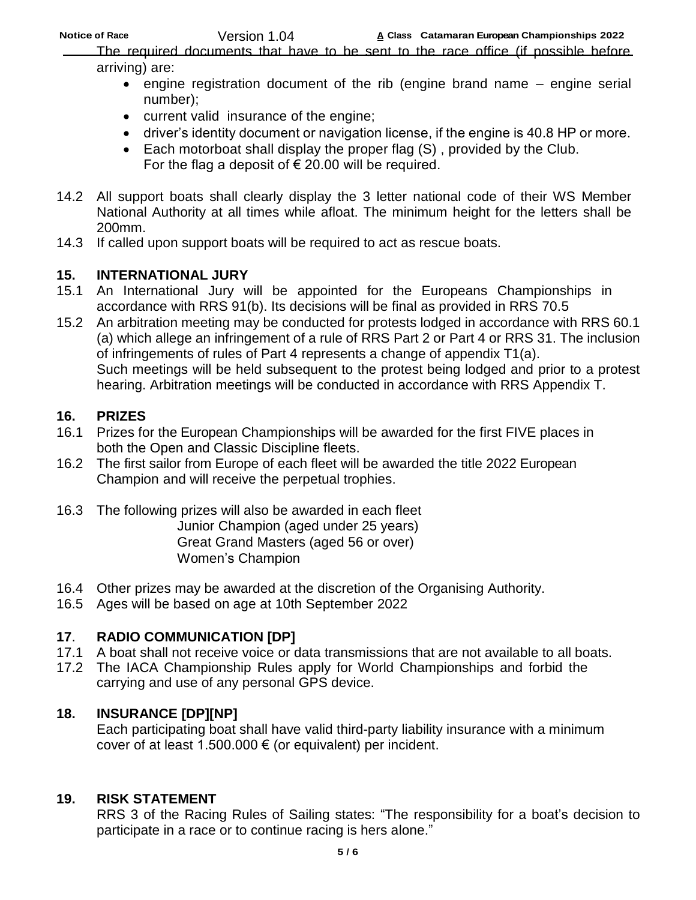The required documents that have to be sent to the race office (if possible before arriving) are:

- engine registration document of the rib (engine brand name – engine serial number);
- current valid insurance of the engine;
- driver's identity document or navigation license, if the engine is 40.8 HP or more.
- Each motorboat shall display the proper flag (S) , provided by the Club. For the flag a deposit of € 20.00 will be required.

14.2 All support boats shall clearly display the 3 letter national code of their WS Member National Authority at all times while afloat. The minimum height for the letters shall be 200mm.

14.3 If called upon support boats will be required to act as rescue boats.

## 15. INTERNATIONAL JURY

15.1 An International Jury will be appointed for the Europeans Championships in accordance with RRS 91(b). Its decisions will be final as provided in RRS 70.5

15.2 An arbitration meeting may be conducted for protests lodged in accordance with RRS 60.1 (a) which allege an infringement of a rule of RRS Part 2 or Part 4 or RRS 31. The inclusion of infringements of rules of Part 4 represents a change of appendix T1(a). Such meetings will be held subsequent to the protest being lodged and prior to a protest hearing. Arbitration meetings will be conducted in accordance with RRS Appendix T.

## 16. PRIZES

16.1 Prizes for the European Championships will be awarded for the first FIVE places in both the Open and Classic Discipline fleets.

16.2 The first sailor from Europe of each fleet will be awarded the title 2022 European Champion and will receive the perpetual trophies.

16.3 The following prizes will also be awarded in each fleet

Junior Champion (aged under 25 years)
Great Grand Masters (aged 56 or over)
Women's Champion

16.4 Other prizes may be awarded at the discretion of the Organising Authority.

16.5 Ages will be based on age at 10th September 2022

## 17. RADIO COMMUNICATION [DP]

17.1 A boat shall not receive voice or data transmissions that are not available to all boats.

17.2 The IACA Championship Rules apply for World Championships and forbid the carrying and use of any personal GPS device.

## 18. INSURANCE [DP][NP]

Each participating boat shall have valid third-party liability insurance with a minimum cover of at least 1.500.000 € (or equivalent) per incident.

## 19. RISK STATEMENT

RRS 3 of the Racing Rules of Sailing states: "The responsibility for a boat's decision to participate in a race or to continue racing is hers alone."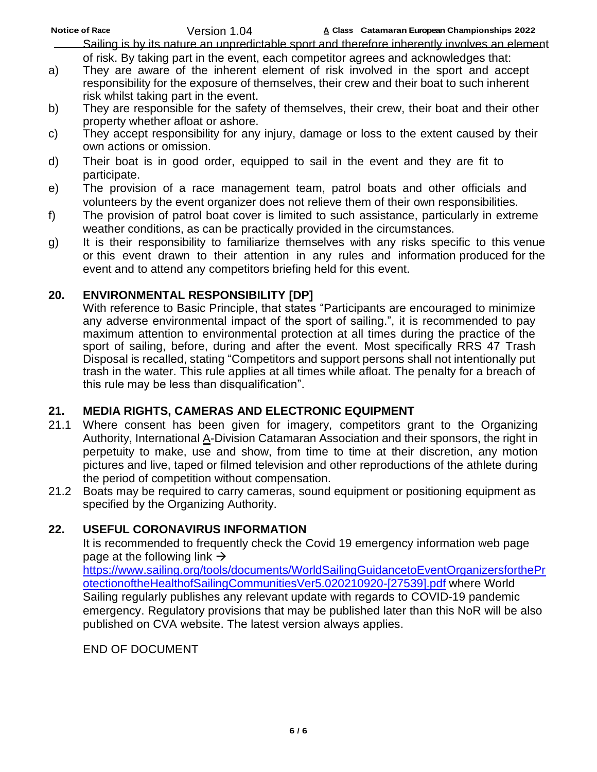Sailing is by its nature an unpredictable sport and therefore inherently involves an element of risk. By taking part in the event, each competitor agrees and acknowledges that:

a) They are aware of the inherent element of risk involved in the sport and accept responsibility for the exposure of themselves, their crew and their boat to such inherent risk whilst taking part in the event.
b) They are responsible for the safety of themselves, their crew, their boat and their other property whether afloat or ashore.
c) They accept responsibility for any injury, damage or loss to the extent caused by their own actions or omission.
d) Their boat is in good order, equipped to sail in the event and they are fit to participate.
e) The provision of a race management team, patrol boats and other officials and volunteers by the event organizer does not relieve them of their own responsibilities.
f) The provision of patrol boat cover is limited to such assistance, particularly in extreme weather conditions, as can be practically provided in the circumstances.
g) It is their responsibility to familiarize themselves with any risks specific to this venue or this event drawn to their attention in any rules and information produced for the event and to attend any competitors briefing held for this event.

## 20. ENVIRONMENTAL RESPONSIBILITY [DP]

With reference to Basic Principle, that states "Participants are encouraged to minimize any adverse environmental impact of the sport of sailing.", it is recommended to pay maximum attention to environmental protection at all times during the practice of the sport of sailing, before, during and after the event. Most specifically RRS 47 Trash Disposal is recalled, stating "Competitors and support persons shall not intentionally put trash in the water. This rule applies at all times while afloat. The penalty for a breach of this rule may be less than disqualification".

## 21. MEDIA RIGHTS, CAMERAS AND ELECTRONIC EQUIPMENT

21.1 Where consent has been given for imagery, competitors grant to the Organizing Authority, International A-Division Catamaran Association and their sponsors, the right in perpetuity to make, use and show, from time to time at their discretion, any motion pictures and live, taped or filmed television and other reproductions of the athlete during the period of competition without compensation.

21.2 Boats may be required to carry cameras, sound equipment or positioning equipment as specified by the Organizing Authority.

## 22. USEFUL CORONAVIRUS INFORMATION

It is recommended to frequently check the Covid 19 emergency information web page page at the following link → https://www.sailing.org/tools/documents/WorldSailingGuidancetoEventOrganizersfortheProtectionoftheHealthofSailingCommunitiesVer5.020210920-[27539].pdf where World Sailing regularly publishes any relevant update with regards to COVID-19 pandemic emergency. Regulatory provisions that may be published later than this NoR will be also published on CVA website. The latest version always applies.

END OF DOCUMENT